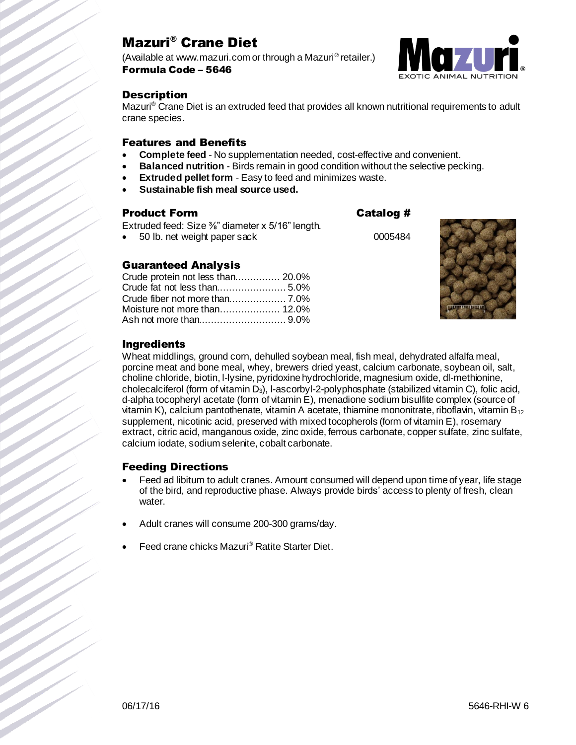# Mazuri® Crane Diet

(Available at www.mazuri.com or through a Mazuri® retailer.)
**Formula Code – 5646**

## Description

Mazuri® Crane Diet is an extruded feed that provides all known nutritional requirements to adult crane species.

## Features and Benefits

- **Complete feed** - No supplementation needed, cost-effective and convenient.
- **Balanced nutrition** - Birds remain in good condition without the selective pecking.
- **Extruded pellet form** - Easy to feed and minimizes waste.
- **Sustainable fish meal source used.**

## Product Form

| Product Form | Catalog # |
|---|---|
| Extruded feed: Size ⅜" diameter x 5/16" length. | |
| • 50 lb. net weight paper sack | 0005484 |

## Guaranteed Analysis

| | |
|---|---|
| Crude protein not less than | 20.0% |
| Crude fat not less than | 5.0% |
| Crude fiber not more than | 7.0% |
| Moisture not more than | 12.0% |
| Ash not more than | 9.0% |

## Ingredients

Wheat middlings, ground corn, dehulled soybean meal, fish meal, dehydrated alfalfa meal, porcine meat and bone meal, whey, brewers dried yeast, calcium carbonate, soybean oil, salt, choline chloride, biotin, l-lysine, pyridoxine hydrochloride, magnesium oxide, dl-methionine, cholecalciferol (form of vitamin $D_3$), l-ascorbyl-2-polyphosphate (stabilized vitamin C), folic acid, d-alpha tocopheryl acetate (form of vitamin E), menadione sodium bisulfite complex (source of vitamin K), calcium pantothenate, vitamin A acetate, thiamine mononitrate, riboflavin, vitamin $B_{12}$ supplement, nicotinic acid, preserved with mixed tocopherols (form of vitamin E), rosemary extract, citric acid, manganous oxide, zinc oxide, ferrous carbonate, copper sulfate, zinc sulfate, calcium iodate, sodium selenite, cobalt carbonate.

## Feeding Directions

- Feed ad libitum to adult cranes. Amount consumed will depend upon time of year, life stage of the bird, and reproductive phase. Always provide birds' access to plenty of fresh, clean water.

- Adult cranes will consume 200-300 grams/day.

- Feed crane chicks Mazuri® Ratite Starter Diet.

06/17/16 5646-RHI-W 6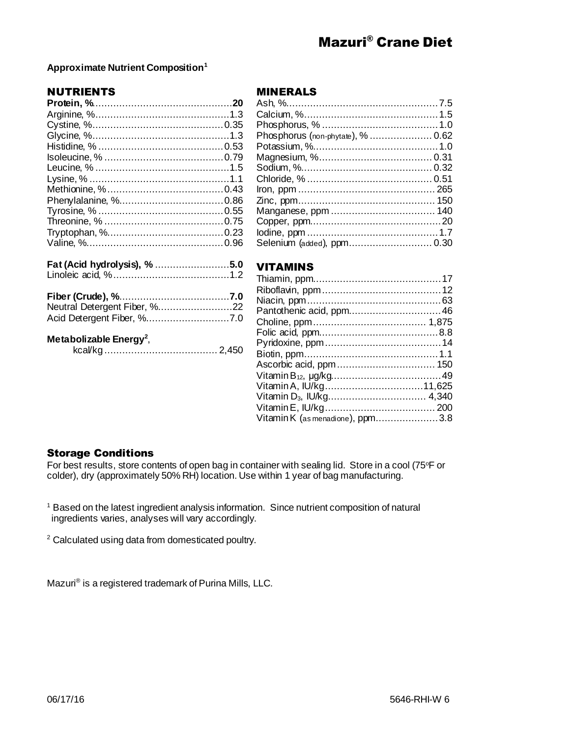# Mazuri® Crane Diet

**Approximate Nutrient Composition**[1]

## NUTRIENTS

| | |
|---|---|
| **Protein, %** | **20** |
| Arginine, % | 1.3 |
| Cystine, % | 0.35 |
| Glycine, % | 1.3 |
| Histidine, % | 0.53 |
| Isoleucine, % | 0.79 |
| Leucine, % | 1.5 |
| Lysine, % | 1.1 |
| Methionine, % | 0.43 |
| Phenylalanine, % | 0.86 |
| Tyrosine, % | 0.55 |
| Threonine, % | 0.75 |
| Tryptophan, % | 0.23 |
| Valine, % | 0.96 |
| **Fat (Acid hydrolysis), %** | **5.0** |
| Linoleic acid, % | 1.2 |
| **Fiber (Crude), %** | **7.0** |
| Neutral Detergent Fiber, % | 22 |
| Acid Detergent Fiber, % | 7.0 |
| **Metabolizable Energy**[2], kcal/kg | 2,450 |

## MINERALS

| | |
|---|---|
| Ash, % | 7.5 |
| Calcium, % | 1.5 |
| Phosphorus, % | 1.0 |
| Phosphorus (non-phytate), % | 0.62 |
| Potassium, % | 1.0 |
| Magnesium, % | 0.31 |
| Sodium, % | 0.32 |
| Chloride, % | 0.51 |
| Iron, ppm | 265 |
| Zinc, ppm | 150 |
| Manganese, ppm | 140 |
| Copper, ppm | 20 |
| Iodine, ppm | 1.7 |
| Selenium (added), ppm | 0.30 |

## VITAMINS

| | |
|---|---|
| Thiamin, ppm | 17 |
| Riboflavin, ppm | 12 |
| Niacin, ppm | 63 |
| Pantothenic acid, ppm | 46 |
| Choline, ppm | 1,875 |
| Folic acid, ppm | 8.8 |
| Pyridoxine, ppm | 14 |
| Biotin, ppm | 1.1 |
| Ascorbic acid, ppm | 150 |
| Vitamin $B_{12}$, µg/kg | 49 |
| Vitamin A, IU/kg | 11,625 |
| Vitamin $D_3$, IU/kg | 4,340 |
| Vitamin E, IU/kg | 200 |
| Vitamin K (as menadione), ppm | 3.8 |

## Storage Conditions

For best results, store contents of open bag in container with sealing lid. Store in a cool (75°F or colder), dry (approximately 50% RH) location. Use within 1 year of bag manufacturing.

[1] Based on the latest ingredient analysis information. Since nutrient composition of natural ingredients varies, analyses will vary accordingly.

[2] Calculated using data from domesticated poultry.

Mazuri® is a registered trademark of Purina Mills, LLC.

06/17/16 5646-RHI-W 6